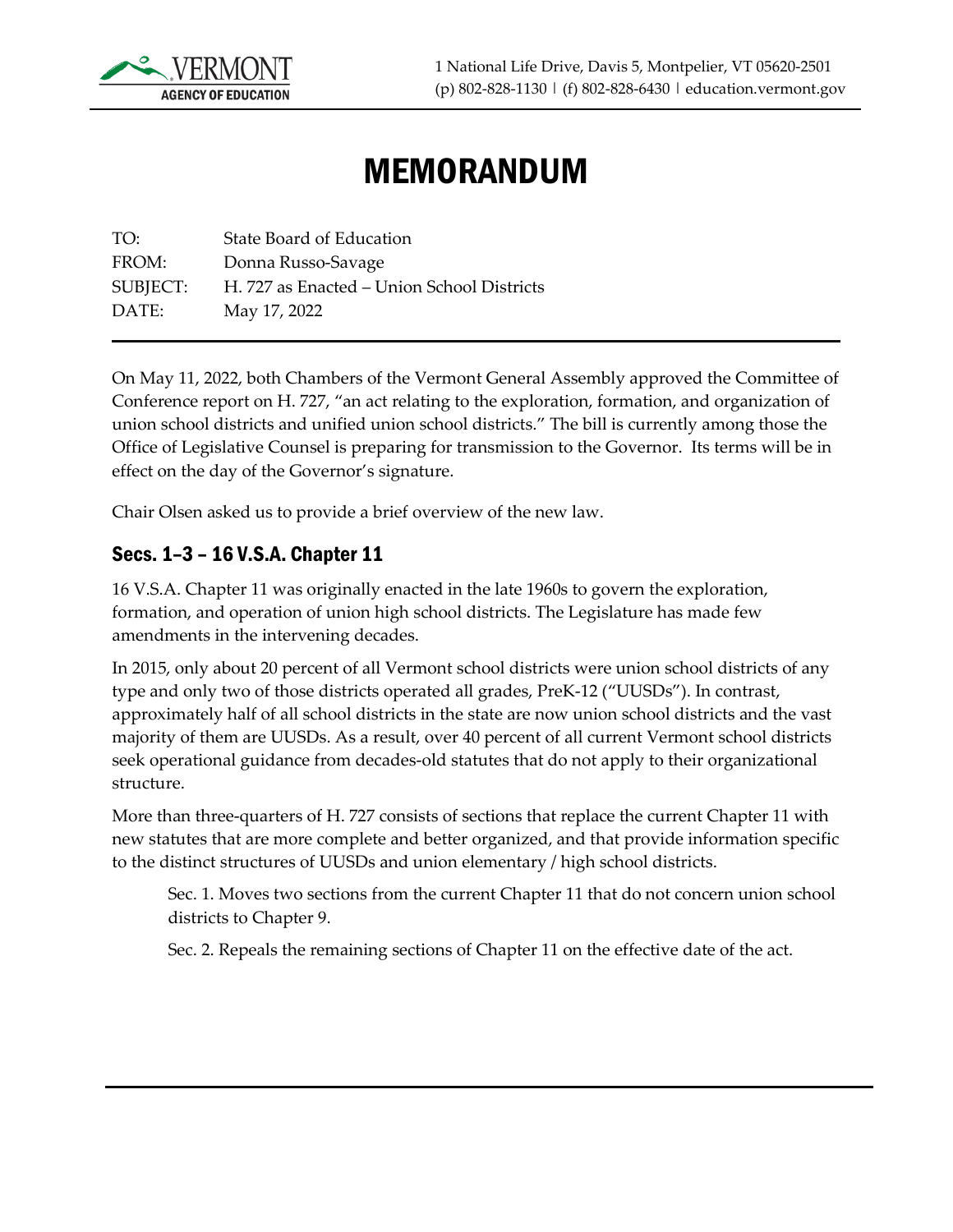1 National Life Drive, Davis 5, Montpelier, VT 05620-2501
(p) 802-828-1130 | (f) 802-828-6430 | education.vermont.gov

# MEMORANDUM

TO: State Board of Education
FROM: Donna Russo-Savage
SUBJECT: H. 727 as Enacted – Union School Districts
DATE: May 17, 2022

---

On May 11, 2022, both Chambers of the Vermont General Assembly approved the Committee of Conference report on H. 727, "an act relating to the exploration, formation, and organization of union school districts and unified union school districts." The bill is currently among those the Office of Legislative Counsel is preparing for transmission to the Governor. Its terms will be in effect on the day of the Governor's signature.

Chair Olsen asked us to provide a brief overview of the new law.

## Secs. 1–3 – 16 V.S.A. Chapter 11

16 V.S.A. Chapter 11 was originally enacted in the late 1960s to govern the exploration, formation, and operation of union high school districts. The Legislature has made few amendments in the intervening decades.

In 2015, only about 20 percent of all Vermont school districts were union school districts of any type and only two of those districts operated all grades, PreK-12 ("UUSDs"). In contrast, approximately half of all school districts in the state are now union school districts and the vast majority of them are UUSDs. As a result, over 40 percent of all current Vermont school districts seek operational guidance from decades-old statutes that do not apply to their organizational structure.

More than three-quarters of H. 727 consists of sections that replace the current Chapter 11 with new statutes that are more complete and better organized, and that provide information specific to the distinct structures of UUSDs and union elementary / high school districts.

> Sec. 1. Moves two sections from the current Chapter 11 that do not concern union school districts to Chapter 9.
>
> Sec. 2. Repeals the remaining sections of Chapter 11 on the effective date of the act.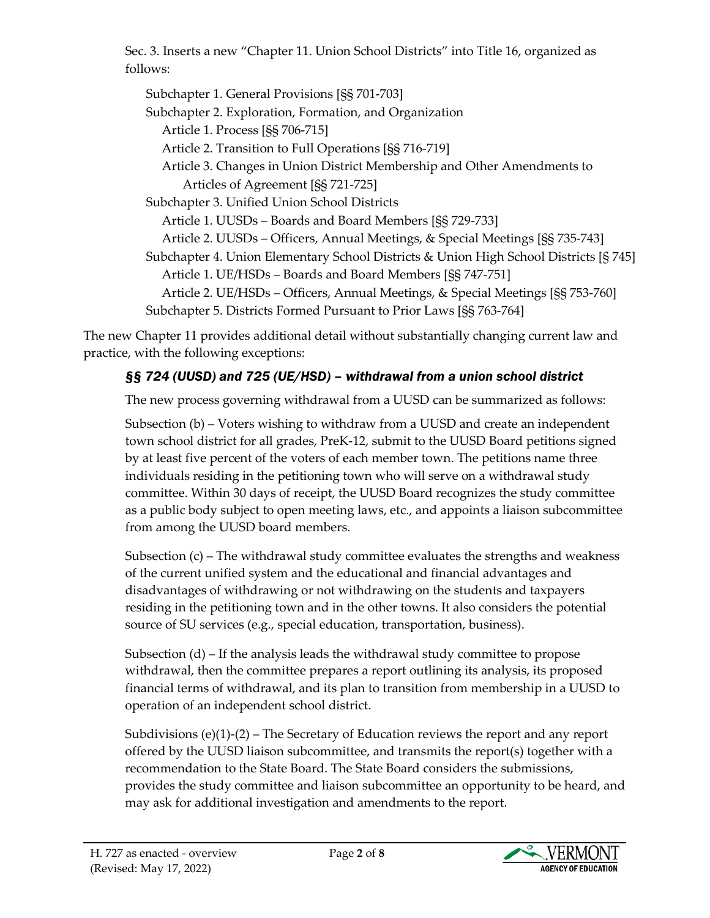Sec. 3. Inserts a new "Chapter 11. Union School Districts" into Title 16, organized as follows:

- Subchapter 1. General Provisions [§§ 701-703]
- Subchapter 2. Exploration, Formation, and Organization
  - Article 1. Process [§§ 706-715]
  - Article 2. Transition to Full Operations [§§ 716-719]
  - Article 3. Changes in Union District Membership and Other Amendments to Articles of Agreement [§§ 721-725]
- Subchapter 3. Unified Union School Districts
  - Article 1. UUSDs – Boards and Board Members [§§ 729-733]
  - Article 2. UUSDs – Officers, Annual Meetings, & Special Meetings [§§ 735-743]
- Subchapter 4. Union Elementary School Districts & Union High School Districts [§ 745]
  - Article 1. UE/HSDs – Boards and Board Members [§§ 747-751]
  - Article 2. UE/HSDs – Officers, Annual Meetings, & Special Meetings [§§ 753-760]
- Subchapter 5. Districts Formed Pursuant to Prior Laws [§§ 763-764]

The new Chapter 11 provides additional detail without substantially changing current law and practice, with the following exceptions:

### *§§ 724 (UUSD) and 725 (UE/HSD) – withdrawal from a union school district*

The new process governing withdrawal from a UUSD can be summarized as follows:

Subsection (b) – Voters wishing to withdraw from a UUSD and create an independent town school district for all grades, PreK-12, submit to the UUSD Board petitions signed by at least five percent of the voters of each member town. The petitions name three individuals residing in the petitioning town who will serve on a withdrawal study committee. Within 30 days of receipt, the UUSD Board recognizes the study committee as a public body subject to open meeting laws, etc., and appoints a liaison subcommittee from among the UUSD board members.

Subsection (c) – The withdrawal study committee evaluates the strengths and weakness of the current unified system and the educational and financial advantages and disadvantages of withdrawing or not withdrawing on the students and taxpayers residing in the petitioning town and in the other towns. It also considers the potential source of SU services (e.g., special education, transportation, business).

Subsection (d) – If the analysis leads the withdrawal study committee to propose withdrawal, then the committee prepares a report outlining its analysis, its proposed financial terms of withdrawal, and its plan to transition from membership in a UUSD to operation of an independent school district.

Subdivisions (e)(1)-(2) – The Secretary of Education reviews the report and any report offered by the UUSD liaison subcommittee, and transmits the report(s) together with a recommendation to the State Board. The State Board considers the submissions, provides the study committee and liaison subcommittee an opportunity to be heard, and may ask for additional investigation and amendments to the report.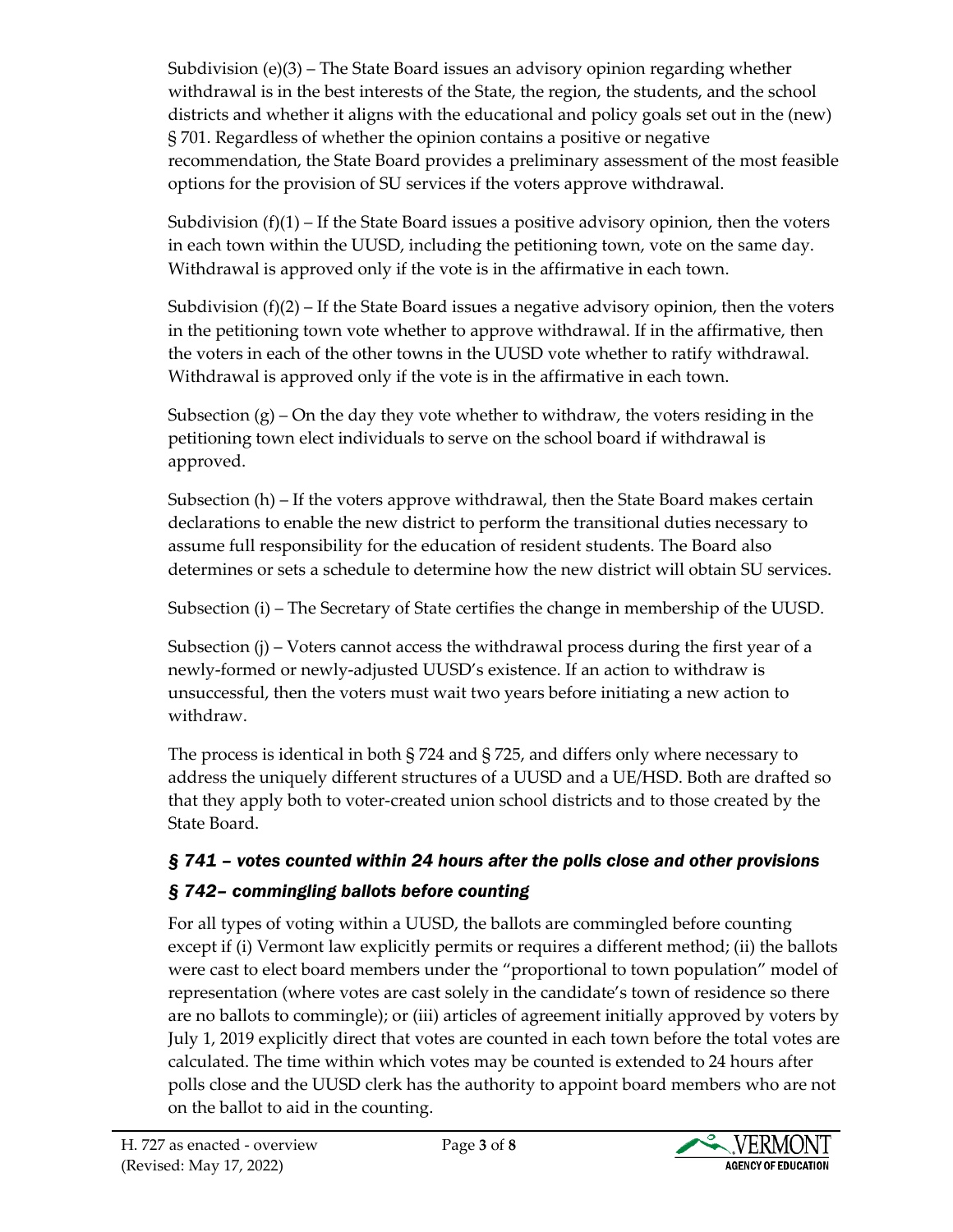Subdivision (e)(3) – The State Board issues an advisory opinion regarding whether withdrawal is in the best interests of the State, the region, the students, and the school districts and whether it aligns with the educational and policy goals set out in the (new) § 701. Regardless of whether the opinion contains a positive or negative recommendation, the State Board provides a preliminary assessment of the most feasible options for the provision of SU services if the voters approve withdrawal.

Subdivision (f)(1) – If the State Board issues a positive advisory opinion, then the voters in each town within the UUSD, including the petitioning town, vote on the same day. Withdrawal is approved only if the vote is in the affirmative in each town.

Subdivision (f)(2) – If the State Board issues a negative advisory opinion, then the voters in the petitioning town vote whether to approve withdrawal. If in the affirmative, then the voters in each of the other towns in the UUSD vote whether to ratify withdrawal. Withdrawal is approved only if the vote is in the affirmative in each town.

Subsection (g) – On the day they vote whether to withdraw, the voters residing in the petitioning town elect individuals to serve on the school board if withdrawal is approved.

Subsection (h) – If the voters approve withdrawal, then the State Board makes certain declarations to enable the new district to perform the transitional duties necessary to assume full responsibility for the education of resident students. The Board also determines or sets a schedule to determine how the new district will obtain SU services.

Subsection (i) – The Secretary of State certifies the change in membership of the UUSD.

Subsection (j) – Voters cannot access the withdrawal process during the first year of a newly-formed or newly-adjusted UUSD's existence. If an action to withdraw is unsuccessful, then the voters must wait two years before initiating a new action to withdraw.

The process is identical in both § 724 and § 725, and differs only where necessary to address the uniquely different structures of a UUSD and a UE/HSD. Both are drafted so that they apply both to voter-created union school districts and to those created by the State Board.

### *§ 741 – votes counted within 24 hours after the polls close and other provisions*

### *§ 742– commingling ballots before counting*

For all types of voting within a UUSD, the ballots are commingled before counting except if (i) Vermont law explicitly permits or requires a different method; (ii) the ballots were cast to elect board members under the "proportional to town population" model of representation (where votes are cast solely in the candidate's town of residence so there are no ballots to commingle); or (iii) articles of agreement initially approved by voters by July 1, 2019 explicitly direct that votes are counted in each town before the total votes are calculated. The time within which votes may be counted is extended to 24 hours after polls close and the UUSD clerk has the authority to appoint board members who are not on the ballot to aid in the counting.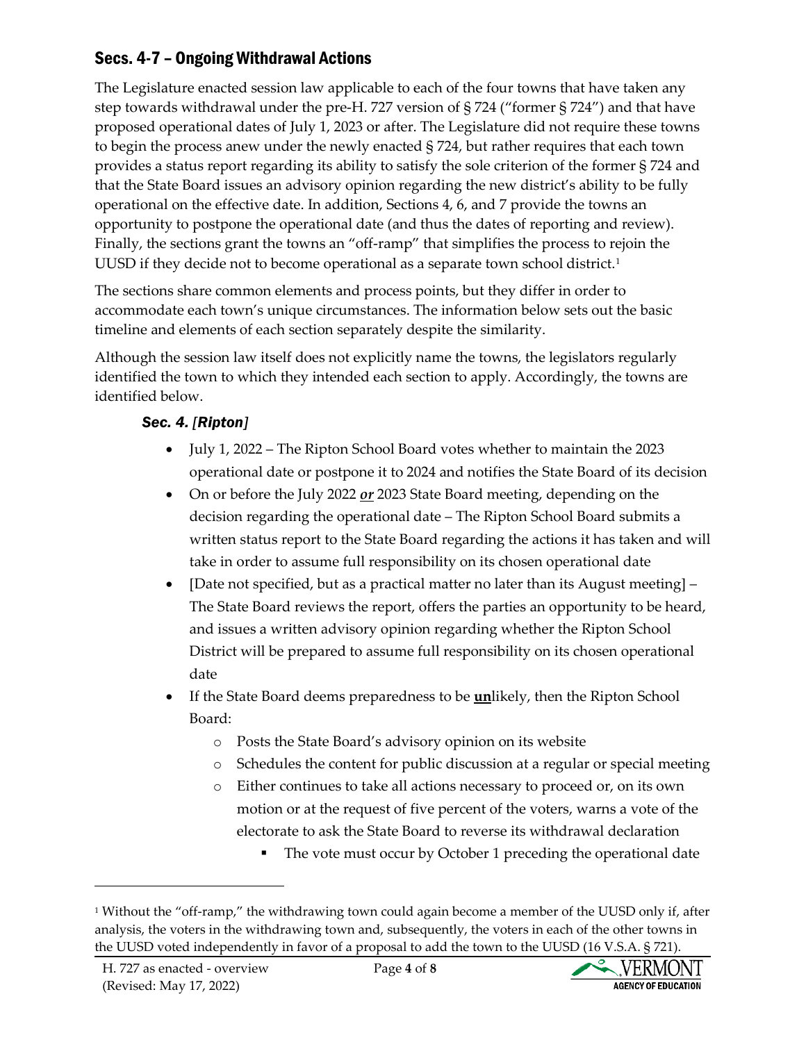## Secs. 4-7 – Ongoing Withdrawal Actions

The Legislature enacted session law applicable to each of the four towns that have taken any step towards withdrawal under the pre-H. 727 version of § 724 ("former § 724") and that have proposed operational dates of July 1, 2023 or after. The Legislature did not require these towns to begin the process anew under the newly enacted § 724, but rather requires that each town provides a status report regarding its ability to satisfy the sole criterion of the former § 724 and that the State Board issues an advisory opinion regarding the new district's ability to be fully operational on the effective date. In addition, Sections 4, 6, and 7 provide the towns an opportunity to postpone the operational date (and thus the dates of reporting and review). Finally, the sections grant the towns an "off-ramp" that simplifies the process to rejoin the UUSD if they decide not to become operational as a separate town school district.[1]

The sections share common elements and process points, but they differ in order to accommodate each town's unique circumstances. The information below sets out the basic timeline and elements of each section separately despite the similarity.

Although the session law itself does not explicitly name the towns, the legislators regularly identified the town to which they intended each section to apply. Accordingly, the towns are identified below.

### *Sec. 4. [Ripton]*

- July 1, 2022 – The Ripton School Board votes whether to maintain the 2023 operational date or postpone it to 2024 and notifies the State Board of its decision
- On or before the July 2022 ***or*** 2023 State Board meeting, depending on the decision regarding the operational date – The Ripton School Board submits a written status report to the State Board regarding the actions it has taken and will take in order to assume full responsibility on its chosen operational date
- [Date not specified, but as a practical matter no later than its August meeting] – The State Board reviews the report, offers the parties an opportunity to be heard, and issues a written advisory opinion regarding whether the Ripton School District will be prepared to assume full responsibility on its chosen operational date
- If the State Board deems preparedness to be **un**likely, then the Ripton School Board:
    - Posts the State Board's advisory opinion on its website
    - Schedules the content for public discussion at a regular or special meeting
    - Either continues to take all actions necessary to proceed or, on its own motion or at the request of five percent of the voters, warns a vote of the electorate to ask the State Board to reverse its withdrawal declaration
        - The vote must occur by October 1 preceding the operational date

[1] Without the "off-ramp," the withdrawing town could again become a member of the UUSD only if, after analysis, the voters in the withdrawing town and, subsequently, the voters in each of the other towns in the UUSD voted independently in favor of a proposal to add the town to the UUSD (16 V.S.A. § 721).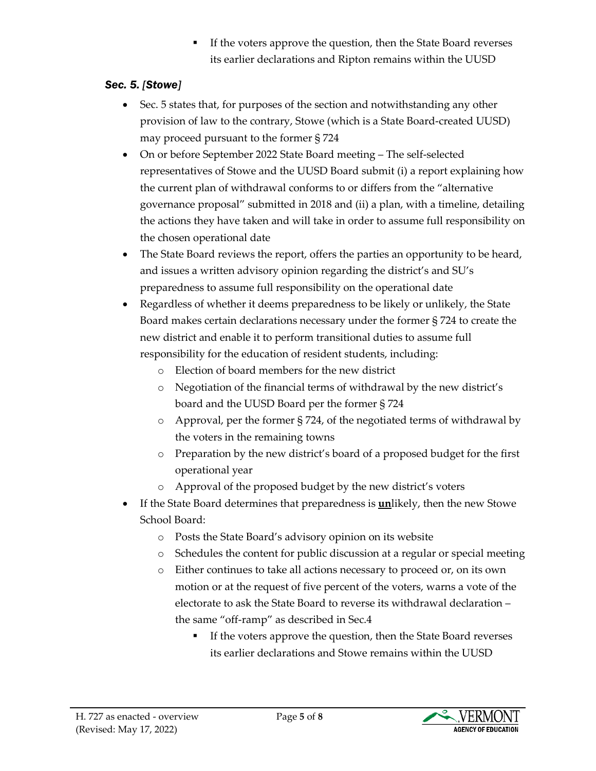- If the voters approve the question, then the State Board reverses its earlier declarations and Ripton remains within the UUSD

### *Sec. 5. [Stowe]*

- Sec. 5 states that, for purposes of the section and notwithstanding any other provision of law to the contrary, Stowe (which is a State Board-created UUSD) may proceed pursuant to the former § 724
- On or before September 2022 State Board meeting – The self-selected representatives of Stowe and the UUSD Board submit (i) a report explaining how the current plan of withdrawal conforms to or differs from the "alternative governance proposal" submitted in 2018 and (ii) a plan, with a timeline, detailing the actions they have taken and will take in order to assume full responsibility on the chosen operational date
- The State Board reviews the report, offers the parties an opportunity to be heard, and issues a written advisory opinion regarding the district's and SU's preparedness to assume full responsibility on the operational date
- Regardless of whether it deems preparedness to be likely or unlikely, the State Board makes certain declarations necessary under the former § 724 to create the new district and enable it to perform transitional duties to assume full responsibility for the education of resident students, including:
  - Election of board members for the new district
  - Negotiation of the financial terms of withdrawal by the new district's board and the UUSD Board per the former § 724
  - Approval, per the former § 724, of the negotiated terms of withdrawal by the voters in the remaining towns
  - Preparation by the new district's board of a proposed budget for the first operational year
  - Approval of the proposed budget by the new district's voters
- If the State Board determines that preparedness is **un**likely, then the new Stowe School Board:
  - Posts the State Board's advisory opinion on its website
  - Schedules the content for public discussion at a regular or special meeting
  - Either continues to take all actions necessary to proceed or, on its own motion or at the request of five percent of the voters, warns a vote of the electorate to ask the State Board to reverse its withdrawal declaration – the same "off-ramp" as described in Sec.4
    - If the voters approve the question, then the State Board reverses its earlier declarations and Stowe remains within the UUSD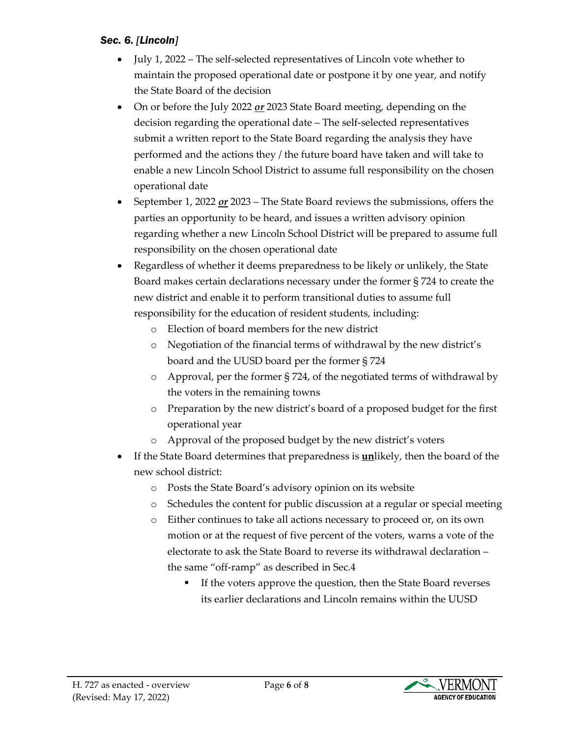### *Sec. 6. [Lincoln]*

- July 1, 2022 – The self-selected representatives of Lincoln vote whether to maintain the proposed operational date or postpone it by one year, and notify the State Board of the decision
- On or before the July 2022 ***or*** 2023 State Board meeting, depending on the decision regarding the operational date – The self-selected representatives submit a written report to the State Board regarding the analysis they have performed and the actions they / the future board have taken and will take to enable a new Lincoln School District to assume full responsibility on the chosen operational date
- September 1, 2022 ***or*** 2023 – The State Board reviews the submissions, offers the parties an opportunity to be heard, and issues a written advisory opinion regarding whether a new Lincoln School District will be prepared to assume full responsibility on the chosen operational date
- Regardless of whether it deems preparedness to be likely or unlikely, the State Board makes certain declarations necessary under the former § 724 to create the new district and enable it to perform transitional duties to assume full responsibility for the education of resident students, including:
    - Election of board members for the new district
    - Negotiation of the financial terms of withdrawal by the new district's board and the UUSD board per the former § 724
    - Approval, per the former § 724, of the negotiated terms of withdrawal by the voters in the remaining towns
    - Preparation by the new district's board of a proposed budget for the first operational year
    - Approval of the proposed budget by the new district's voters
- If the State Board determines that preparedness is **un**likely, then the board of the new school district:
    - Posts the State Board's advisory opinion on its website
    - Schedules the content for public discussion at a regular or special meeting
    - Either continues to take all actions necessary to proceed or, on its own motion or at the request of five percent of the voters, warns a vote of the electorate to ask the State Board to reverse its withdrawal declaration – the same "off-ramp" as described in Sec.4
        - If the voters approve the question, then the State Board reverses its earlier declarations and Lincoln remains within the UUSD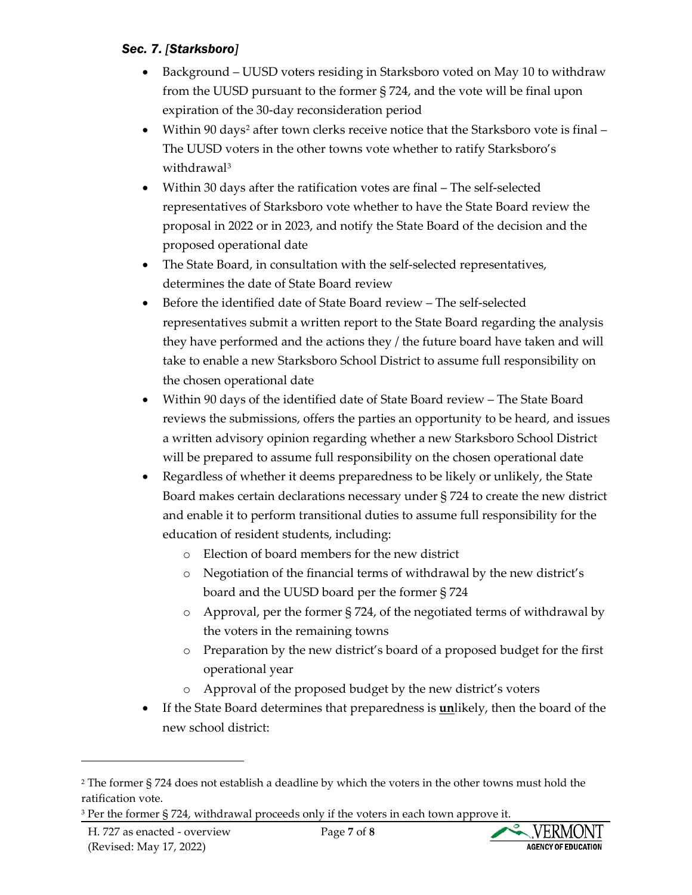### *Sec. 7. [Starksboro]*

- Background – UUSD voters residing in Starksboro voted on May 10 to withdraw from the UUSD pursuant to the former § 724, and the vote will be final upon expiration of the 30-day reconsideration period
- Within 90 days[2] after town clerks receive notice that the Starksboro vote is final – The UUSD voters in the other towns vote whether to ratify Starksboro's withdrawal[3]
- Within 30 days after the ratification votes are final – The self-selected representatives of Starksboro vote whether to have the State Board review the proposal in 2022 or in 2023, and notify the State Board of the decision and the proposed operational date
- The State Board, in consultation with the self-selected representatives, determines the date of State Board review
- Before the identified date of State Board review – The self-selected representatives submit a written report to the State Board regarding the analysis they have performed and the actions they / the future board have taken and will take to enable a new Starksboro School District to assume full responsibility on the chosen operational date
- Within 90 days of the identified date of State Board review – The State Board reviews the submissions, offers the parties an opportunity to be heard, and issues a written advisory opinion regarding whether a new Starksboro School District will be prepared to assume full responsibility on the chosen operational date
- Regardless of whether it deems preparedness to be likely or unlikely, the State Board makes certain declarations necessary under § 724 to create the new district and enable it to perform transitional duties to assume full responsibility for the education of resident students, including:
    - Election of board members for the new district
    - Negotiation of the financial terms of withdrawal by the new district's board and the UUSD board per the former § 724
    - Approval, per the former § 724, of the negotiated terms of withdrawal by the voters in the remaining towns
    - Preparation by the new district's board of a proposed budget for the first operational year
    - Approval of the proposed budget by the new district's voters
- If the State Board determines that preparedness is **un**likely, then the board of the new school district:

---

[2] The former § 724 does not establish a deadline by which the voters in the other towns must hold the ratification vote.

[3] Per the former § 724, withdrawal proceeds only if the voters in each town approve it.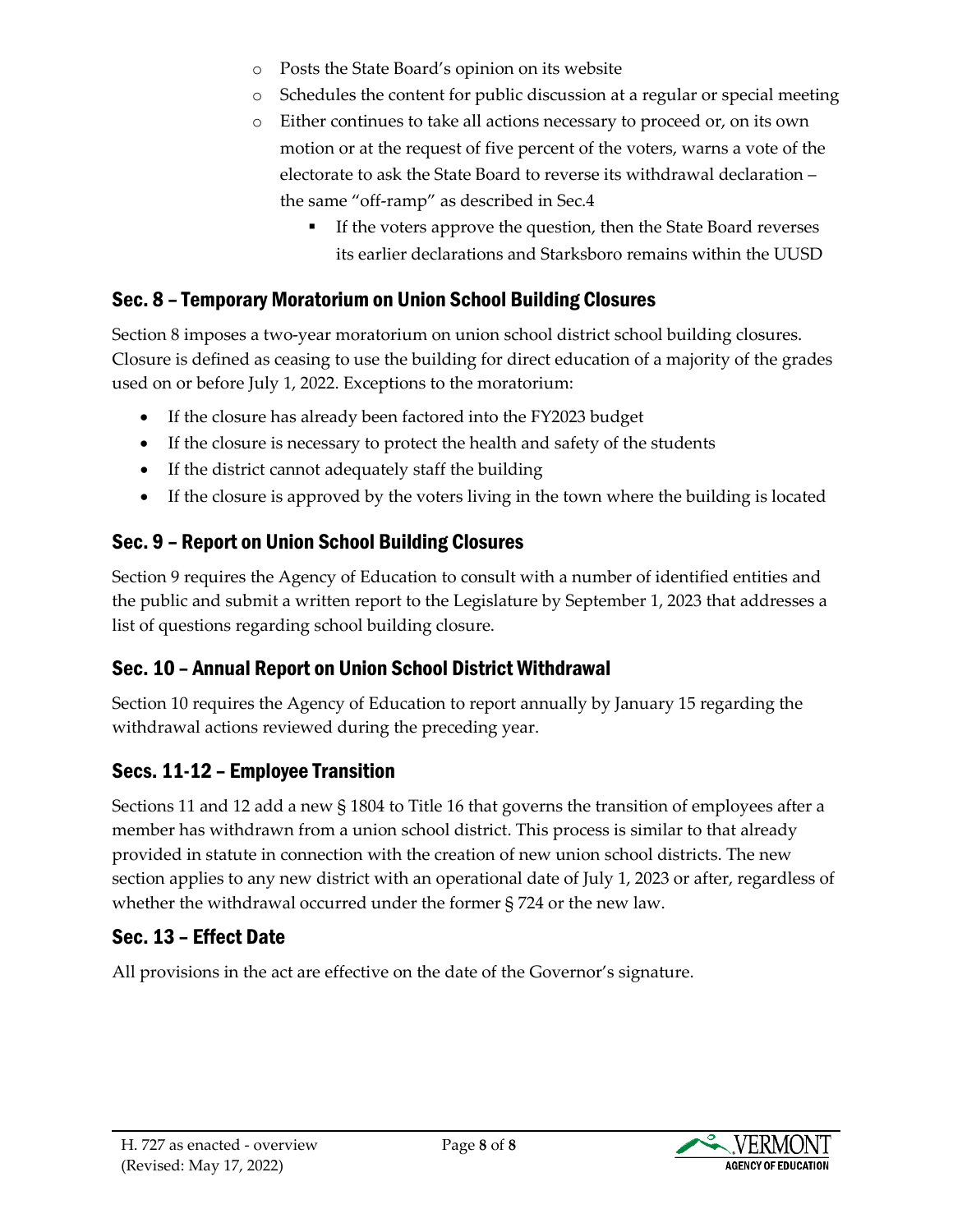- Posts the State Board's opinion on its website
  - Schedules the content for public discussion at a regular or special meeting
  - Either continues to take all actions necessary to proceed or, on its own motion or at the request of five percent of the voters, warns a vote of the electorate to ask the State Board to reverse its withdrawal declaration – the same "off-ramp" as described in Sec.4
    - If the voters approve the question, then the State Board reverses its earlier declarations and Starksboro remains within the UUSD

## Sec. 8 – Temporary Moratorium on Union School Building Closures

Section 8 imposes a two-year moratorium on union school district school building closures. Closure is defined as ceasing to use the building for direct education of a majority of the grades used on or before July 1, 2022. Exceptions to the moratorium:

- If the closure has already been factored into the FY2023 budget
- If the closure is necessary to protect the health and safety of the students
- If the district cannot adequately staff the building
- If the closure is approved by the voters living in the town where the building is located

## Sec. 9 – Report on Union School Building Closures

Section 9 requires the Agency of Education to consult with a number of identified entities and the public and submit a written report to the Legislature by September 1, 2023 that addresses a list of questions regarding school building closure.

## Sec. 10 – Annual Report on Union School District Withdrawal

Section 10 requires the Agency of Education to report annually by January 15 regarding the withdrawal actions reviewed during the preceding year.

## Secs. 11-12 – Employee Transition

Sections 11 and 12 add a new § 1804 to Title 16 that governs the transition of employees after a member has withdrawn from a union school district. This process is similar to that already provided in statute in connection with the creation of new union school districts. The new section applies to any new district with an operational date of July 1, 2023 or after, regardless of whether the withdrawal occurred under the former § 724 or the new law.

## Sec. 13 – Effect Date

All provisions in the act are effective on the date of the Governor's signature.